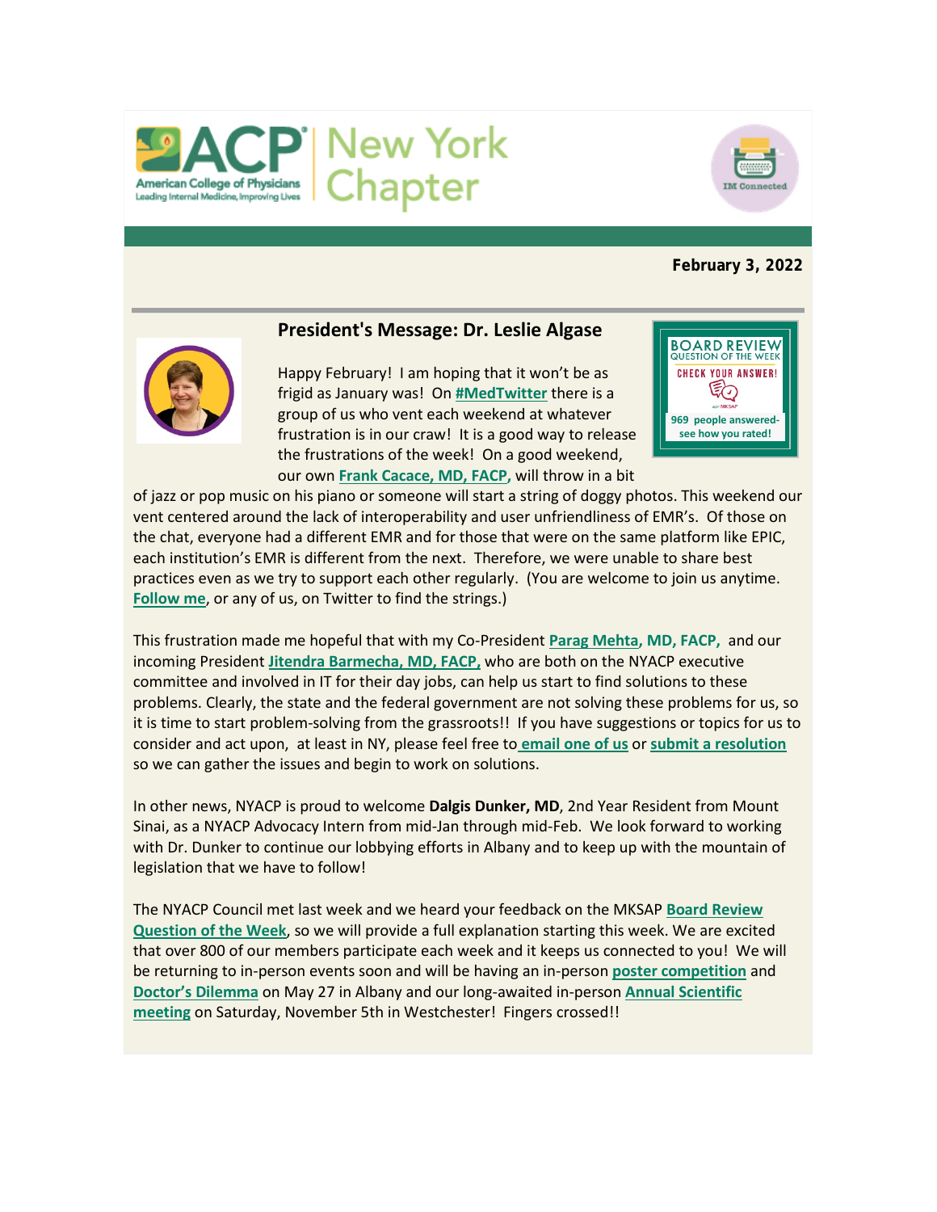ACP New York Chapter

IM Connected

**February 3, 2022**

## President's Message: Dr. Leslie Algase

BOARD REVIEW QUESTION OF THE WEEK
CHECK YOUR ANSWER!
969 people answered- see how you rated!

Happy February! I am hoping that it won't be as frigid as January was! On **#MedTwitter** there is a group of us who vent each weekend at whatever frustration is in our craw! It is a good way to release the frustrations of the week! On a good weekend, our own **Frank Cacace, MD, FACP**, will throw in a bit of jazz or pop music on his piano or someone will start a string of doggy photos. This weekend our vent centered around the lack of interoperability and user unfriendliness of EMR's. Of those on the chat, everyone had a different EMR and for those that were on the same platform like EPIC, each institution's EMR is different from the next. Therefore, we were unable to share best practices even as we try to support each other regularly. (You are welcome to join us anytime. **Follow me**, or any of us, on Twitter to find the strings.)

This frustration made me hopeful that with my Co-President **Parag Mehta, MD, FACP,** and our incoming President **Jitendra Barmecha, MD, FACP,** who are both on the NYACP executive committee and involved in IT for their day jobs, can help us start to find solutions to these problems. Clearly, the state and the federal government are not solving these problems for us, so it is time to start problem-solving from the grassroots!! If you have suggestions or topics for us to consider and act upon, at least in NY, please feel free to **email one of us** or **submit a resolution** so we can gather the issues and begin to work on solutions.

In other news, NYACP is proud to welcome **Dalgis Dunker, MD**, 2nd Year Resident from Mount Sinai, as a NYACP Advocacy Intern from mid-Jan through mid-Feb. We look forward to working with Dr. Dunker to continue our lobbying efforts in Albany and to keep up with the mountain of legislation that we have to follow!

The NYACP Council met last week and we heard your feedback on the MKSAP **Board Review Question of the Week**, so we will provide a full explanation starting this week. We are excited that over 800 of our members participate each week and it keeps us connected to you! We will be returning to in-person events soon and will be having an in-person **poster competition** and **Doctor's Dilemma** on May 27 in Albany and our long-awaited in-person **Annual Scientific meeting** on Saturday, November 5th in Westchester! Fingers crossed!!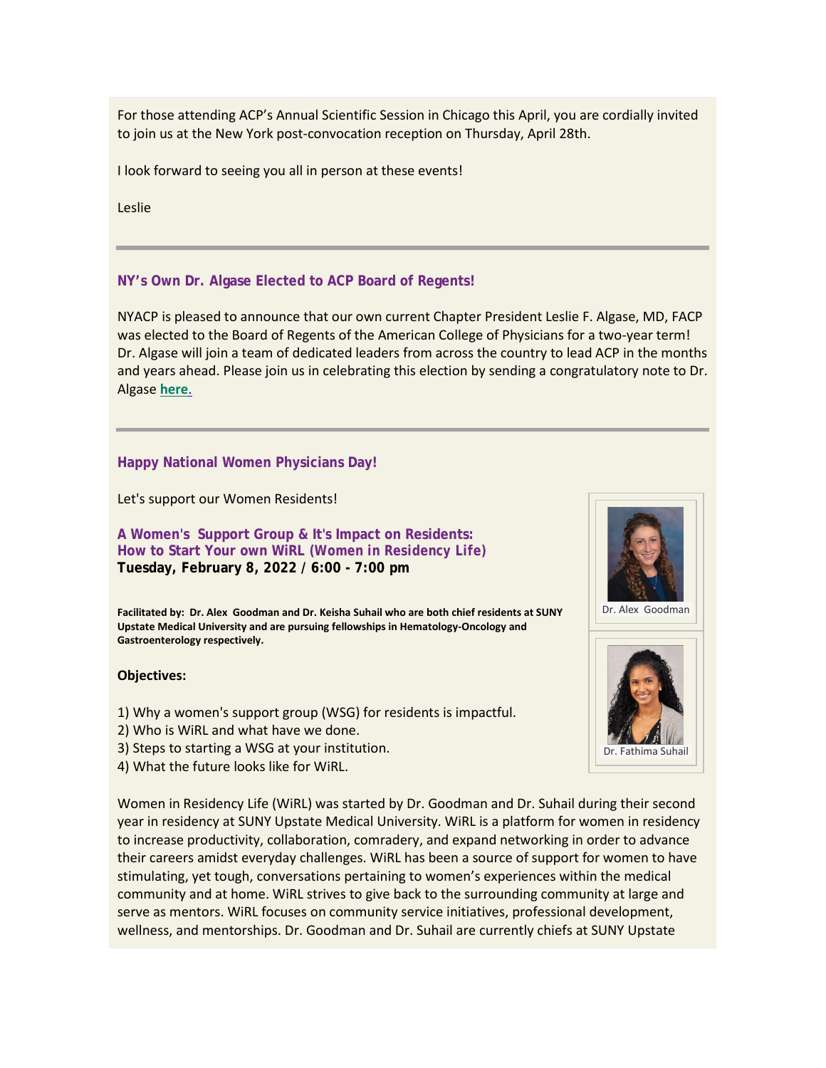For those attending ACP's Annual Scientific Session in Chicago this April, you are cordially invited to join us at the New York post-convocation reception on Thursday, April 28th.

I look forward to seeing you all in person at these events!

Leslie

---

### NY's Own Dr. Algase Elected to ACP Board of Regents!

NYACP is pleased to announce that our own current Chapter President Leslie F. Algase, MD, FACP was elected to the Board of Regents of the American College of Physicians for a two-year term! Dr. Algase will join a team of dedicated leaders from across the country to lead ACP in the months and years ahead. Please join us in celebrating this election by sending a congratulatory note to Dr. Algase **here**.

---

### Happy National Women Physicians Day!

Let's support our Women Residents!

**A Women's Support Group & It's Impact on Residents:**
**How to Start Your own WiRL (Women in Residency Life)**
**Tuesday, February 8, 2022 / 6:00 - 7:00 pm**

**Facilitated by: Dr. Alex Goodman and Dr. Keisha Suhail who are both chief residents at SUNY Upstate Medical University and are pursuing fellowships in Hematology-Oncology and Gastroenterology respectively.**

Dr. Alex Goodman

Dr. Fathima Suhail

**Objectives:**

1) Why a women's support group (WSG) for residents is impactful.
2) Who is WiRL and what have we done.
3) Steps to starting a WSG at your institution.
4) What the future looks like for WiRL.

Women in Residency Life (WiRL) was started by Dr. Goodman and Dr. Suhail during their second year in residency at SUNY Upstate Medical University. WiRL is a platform for women in residency to increase productivity, collaboration, comradery, and expand networking in order to advance their careers amidst everyday challenges. WiRL has been a source of support for women to have stimulating, yet tough, conversations pertaining to women's experiences within the medical community and at home. WiRL strives to give back to the surrounding community at large and serve as mentors. WiRL focuses on community service initiatives, professional development, wellness, and mentorships. Dr. Goodman and Dr. Suhail are currently chiefs at SUNY Upstate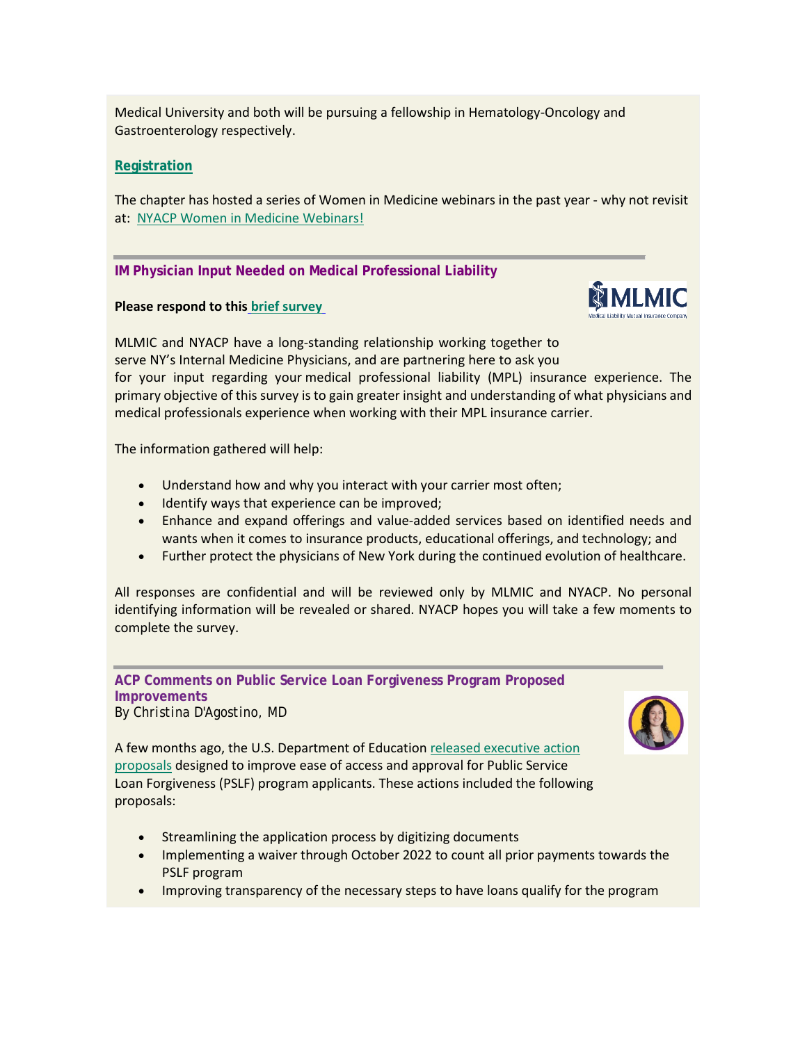Medical University and both will be pursuing a fellowship in Hematology-Oncology and Gastroenterology respectively.

**Registration**

The chapter has hosted a series of Women in Medicine webinars in the past year - why not revisit at: NYACP Women in Medicine Webinars!

### IM Physician Input Needed on Medical Professional Liability

**Please respond to this brief survey**

MLMIC and NYACP have a long-standing relationship working together to serve NY's Internal Medicine Physicians, and are partnering here to ask you for your input regarding your medical professional liability (MPL) insurance experience. The primary objective of this survey is to gain greater insight and understanding of what physicians and medical professionals experience when working with their MPL insurance carrier.

The information gathered will help:

- Understand how and why you interact with your carrier most often;
- Identify ways that experience can be improved;
- Enhance and expand offerings and value-added services based on identified needs and wants when it comes to insurance products, educational offerings, and technology; and
- Further protect the physicians of New York during the continued evolution of healthcare.

All responses are confidential and will be reviewed only by MLMIC and NYACP. No personal identifying information will be revealed or shared. NYACP hopes you will take a few moments to complete the survey.

### ACP Comments on Public Service Loan Forgiveness Program Proposed Improvements

*By Christina D'Agostino, MD*

A few months ago, the U.S. Department of Education released executive action proposals designed to improve ease of access and approval for Public Service Loan Forgiveness (PSLF) program applicants. These actions included the following proposals:

- Streamlining the application process by digitizing documents
- Implementing a waiver through October 2022 to count all prior payments towards the PSLF program
- Improving transparency of the necessary steps to have loans qualify for the program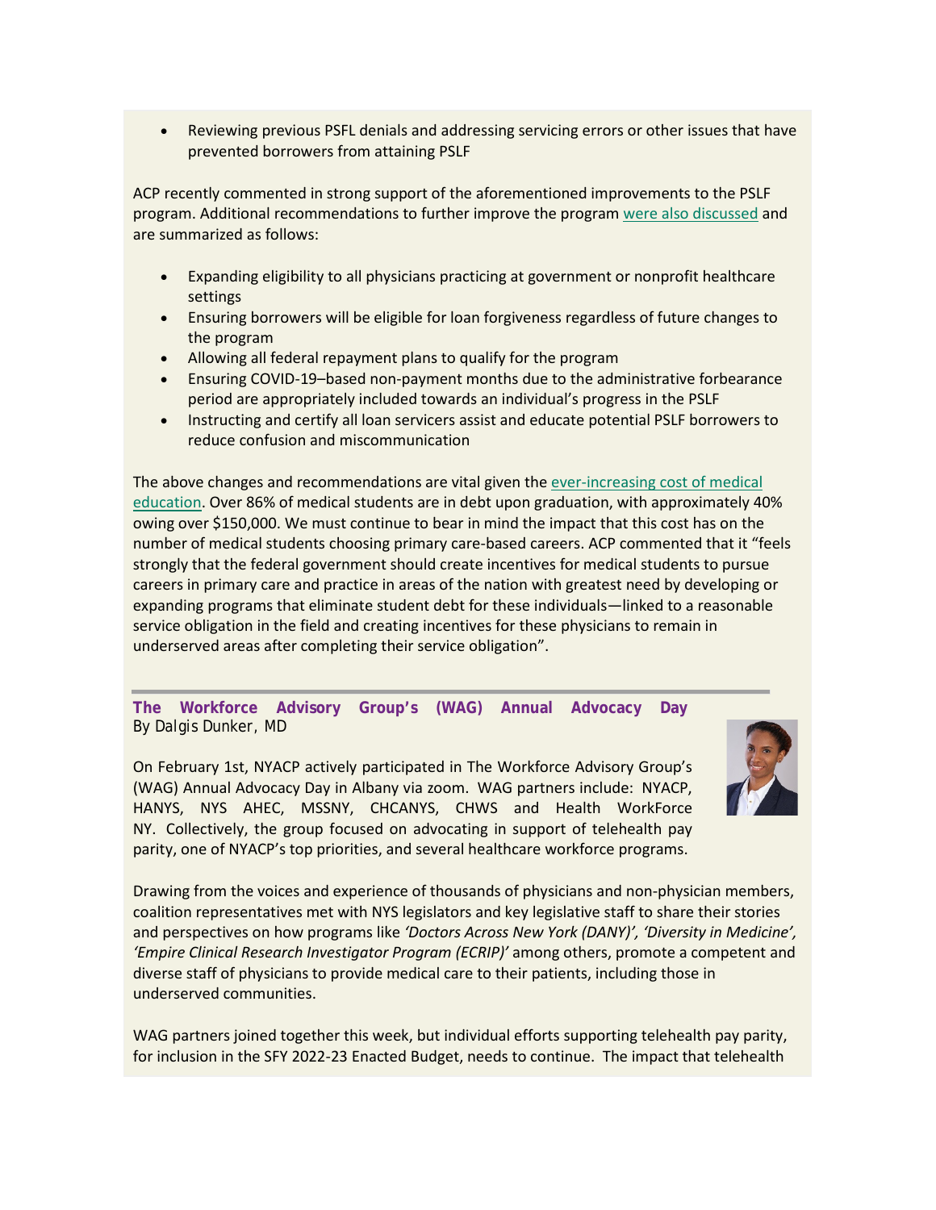- Reviewing previous PSFL denials and addressing servicing errors or other issues that have prevented borrowers from attaining PSLF

ACP recently commented in strong support of the aforementioned improvements to the PSLF program. Additional recommendations to further improve the program were also discussed and are summarized as follows:

- Expanding eligibility to all physicians practicing at government or nonprofit healthcare settings
- Ensuring borrowers will be eligible for loan forgiveness regardless of future changes to the program
- Allowing all federal repayment plans to qualify for the program
- Ensuring COVID-19–based non-payment months due to the administrative forbearance period are appropriately included towards an individual's progress in the PSLF
- Instructing and certify all loan servicers assist and educate potential PSLF borrowers to reduce confusion and miscommunication

The above changes and recommendations are vital given the ever-increasing cost of medical education. Over 86% of medical students are in debt upon graduation, with approximately 40% owing over $150,000. We must continue to bear in mind the impact that this cost has on the number of medical students choosing primary care-based careers. ACP commented that it "feels strongly that the federal government should create incentives for medical students to pursue careers in primary care and practice in areas of the nation with greatest need by developing or expanding programs that eliminate student debt for these individuals—linked to a reasonable service obligation in the field and creating incentives for these physicians to remain in underserved areas after completing their service obligation".

---

## The Workforce Advisory Group's (WAG) Annual Advocacy Day

By Dalgis Dunker, MD

On February 1st, NYACP actively participated in The Workforce Advisory Group's (WAG) Annual Advocacy Day in Albany via zoom. WAG partners include: NYACP, HANYS, NYS AHEC, MSSNY, CHCANYS, CHWS and Health WorkForce NY. Collectively, the group focused on advocating in support of telehealth pay parity, one of NYACP's top priorities, and several healthcare workforce programs.

Drawing from the voices and experience of thousands of physicians and non-physician members, coalition representatives met with NYS legislators and key legislative staff to share their stories and perspectives on how programs like *'Doctors Across New York (DANY)', 'Diversity in Medicine', 'Empire Clinical Research Investigator Program (ECRIP)'* among others, promote a competent and diverse staff of physicians to provide medical care to their patients, including those in underserved communities.

WAG partners joined together this week, but individual efforts supporting telehealth pay parity, for inclusion in the SFY 2022-23 Enacted Budget, needs to continue. The impact that telehealth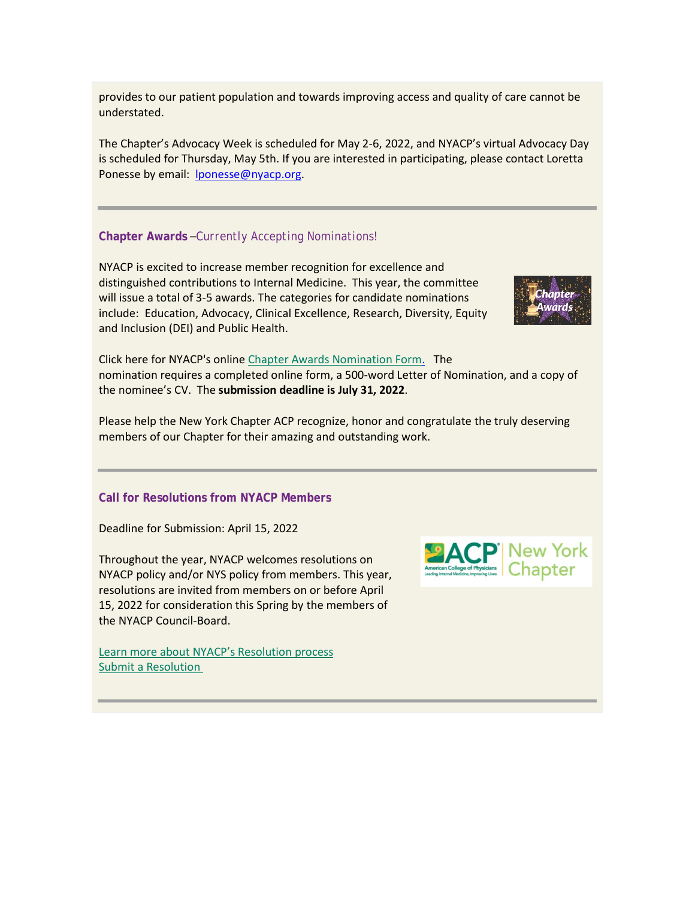provides to our patient population and towards improving access and quality of care cannot be understated.

The Chapter's Advocacy Week is scheduled for May 2-6, 2022, and NYACP's virtual Advocacy Day is scheduled for Thursday, May 5th. If you are interested in participating, please contact Loretta Ponesse by email: lponesse@nyacp.org.

---

### **Chapter Awards** –*Currently Accepting Nominations!*

NYACP is excited to increase member recognition for excellence and distinguished contributions to Internal Medicine. This year, the committee will issue a total of 3-5 awards. The categories for candidate nominations include: Education, Advocacy, Clinical Excellence, Research, Diversity, Equity and Inclusion (DEI) and Public Health.

Click here for NYACP's online Chapter Awards Nomination Form. The nomination requires a completed online form, a 500-word Letter of Nomination, and a copy of the nominee's CV. The **submission deadline is July 31, 2022**.

Please help the New York Chapter ACP recognize, honor and congratulate the truly deserving members of our Chapter for their amazing and outstanding work.

---

### **Call for Resolutions from NYACP Members**

Deadline for Submission: April 15, 2022

Throughout the year, NYACP welcomes resolutions on NYACP policy and/or NYS policy from members. This year, resolutions are invited from members on or before April 15, 2022 for consideration this Spring by the members of the NYACP Council-Board.

Learn more about NYACP's Resolution process
Submit a Resolution

---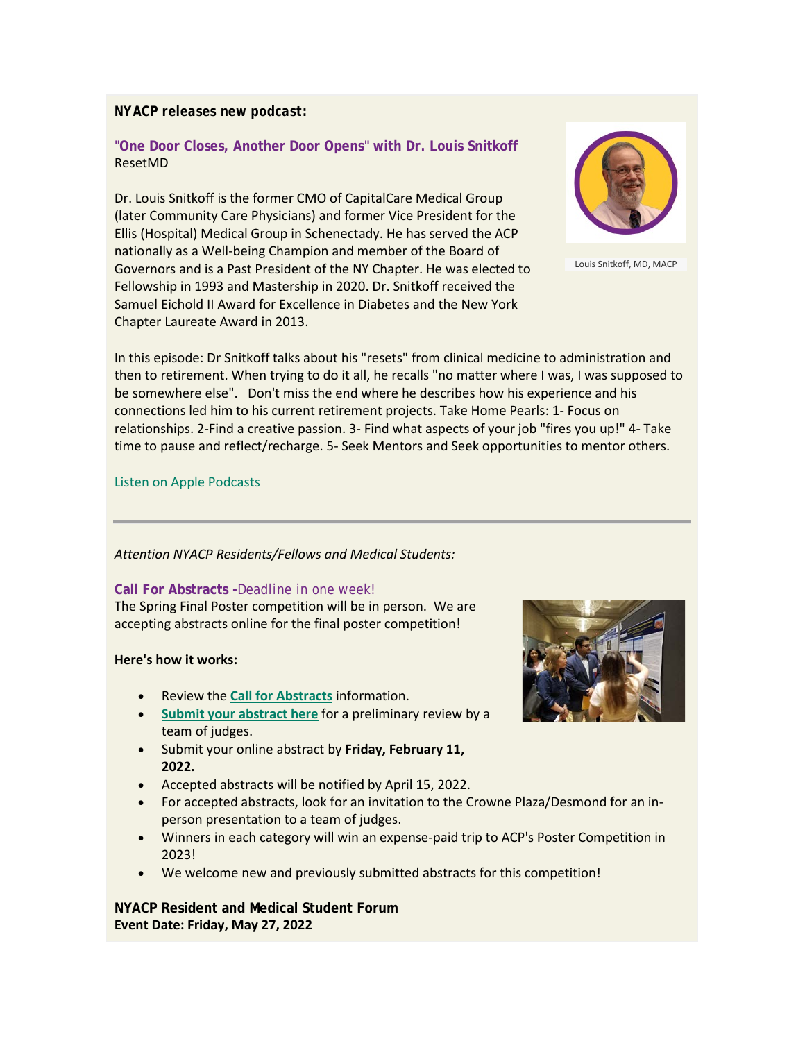**NYACP releases new podcast:**

**"One Door Closes, Another Door Opens" with Dr. Louis Snitkoff**
ResetMD

Louis Snitkoff, MD, MACP

Dr. Louis Snitkoff is the former CMO of CapitalCare Medical Group (later Community Care Physicians) and former Vice President for the Ellis (Hospital) Medical Group in Schenectady. He has served the ACP nationally as a Well-being Champion and member of the Board of Governors and is a Past President of the NY Chapter. He was elected to Fellowship in 1993 and Mastership in 2020. Dr. Snitkoff received the Samuel Eichold II Award for Excellence in Diabetes and the New York Chapter Laureate Award in 2013.

In this episode: Dr Snitkoff talks about his "resets" from clinical medicine to administration and then to retirement. When trying to do it all, he recalls "no matter where I was, I was supposed to be somewhere else". Don't miss the end where he describes how his experience and his connections led him to his current retirement projects. Take Home Pearls: 1- Focus on relationships. 2-Find a creative passion. 3- Find what aspects of your job "fires you up!" 4- Take time to pause and reflect/recharge. 5- Seek Mentors and Seek opportunities to mentor others.

Listen on Apple Podcasts

---

*Attention NYACP Residents/Fellows and Medical Students:*

**Call For Abstracts -**Deadline in one week!
The Spring Final Poster competition will be in person. We are accepting abstracts online for the final poster competition!

**Here's how it works:**

- Review the **Call for Abstracts** information.
- **Submit your abstract here** for a preliminary review by a team of judges.
- Submit your online abstract by **Friday, February 11, 2022.**
- Accepted abstracts will be notified by April 15, 2022.
- For accepted abstracts, look for an invitation to the Crowne Plaza/Desmond for an in-person presentation to a team of judges.
- Winners in each category will win an expense-paid trip to ACP's Poster Competition in 2023!
- We welcome new and previously submitted abstracts for this competition!

**NYACP Resident and Medical Student Forum**
**Event Date: Friday, May 27, 2022**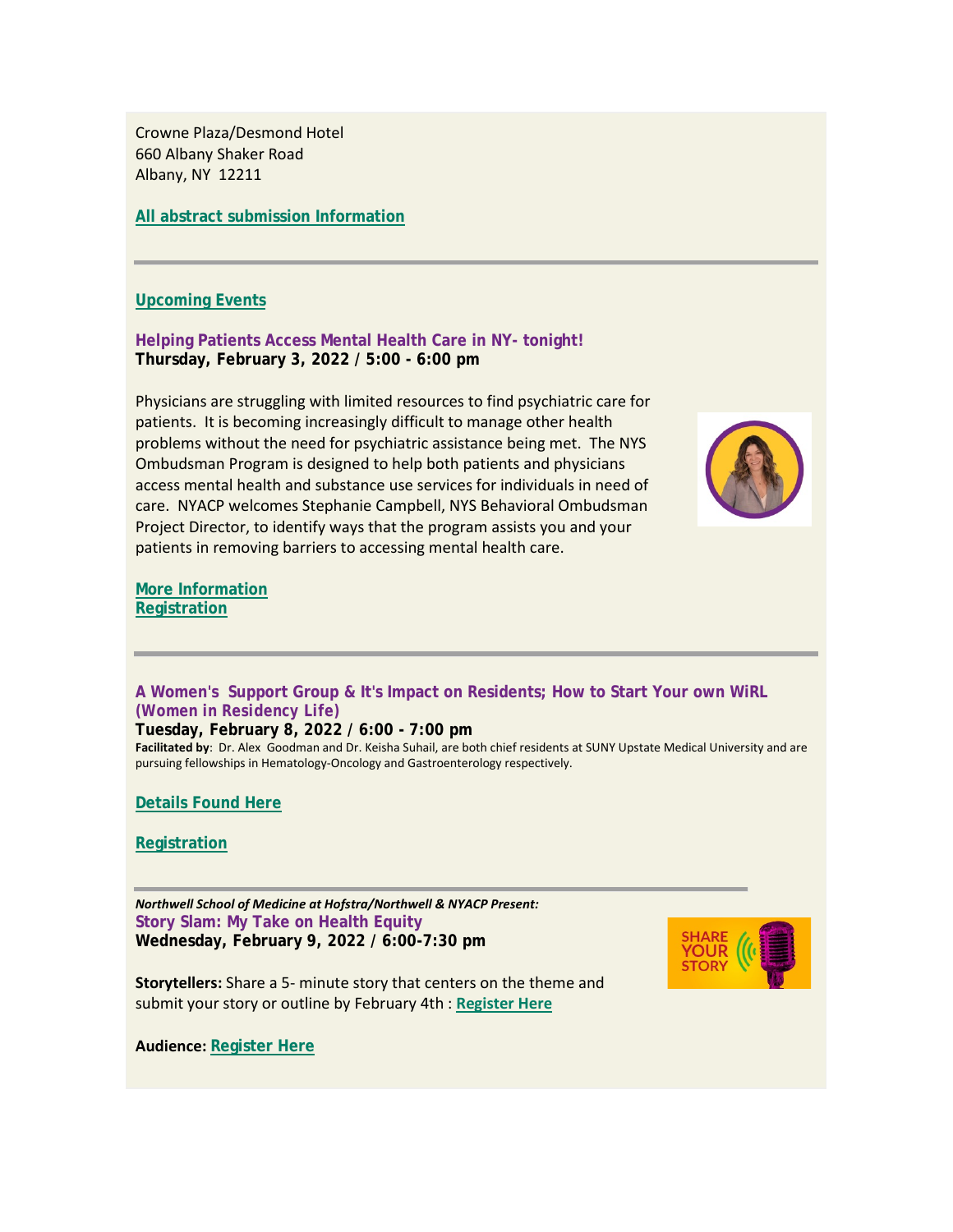Crowne Plaza/Desmond Hotel
660 Albany Shaker Road
Albany, NY  12211

**All abstract submission Information**

---

**Upcoming Events**

**Helping Patients Access Mental Health Care in NY- tonight!**
**Thursday, February 3, 2022 / 5:00 - 6:00 pm**

Physicians are struggling with limited resources to find psychiatric care for patients.  It is becoming increasingly difficult to manage other health problems without the need for psychiatric assistance being met.  The NYS Ombudsman Program is designed to help both patients and physicians access mental health and substance use services for individuals in need of care.  NYACP welcomes Stephanie Campbell, NYS Behavioral Ombudsman Project Director, to identify ways that the program assists you and your patients in removing barriers to accessing mental health care.

**More Information**
**Registration**

---

**A Women's  Support Group & It's Impact on Residents; How to Start Your own WiRL (Women in Residency Life)**
**Tuesday, February 8, 2022 / 6:00 - 7:00 pm**
**Facilitated by**:  Dr. Alex  Goodman and Dr. Keisha Suhail, are both chief residents at SUNY Upstate Medical University and are pursuing fellowships in Hematology-Oncology and Gastroenterology respectively.

**Details Found Here**

**Registration**

---

***Northwell School of Medicine at Hofstra/Northwell & NYACP Present:***
**Story Slam: My Take on Health Equity**
**Wednesday, February 9, 2022 / 6:00-7:30 pm**

**Storytellers:** Share a 5- minute story that centers on the theme and submit your story or outline by February 4th : **Register Here**

**Audience: Register Here**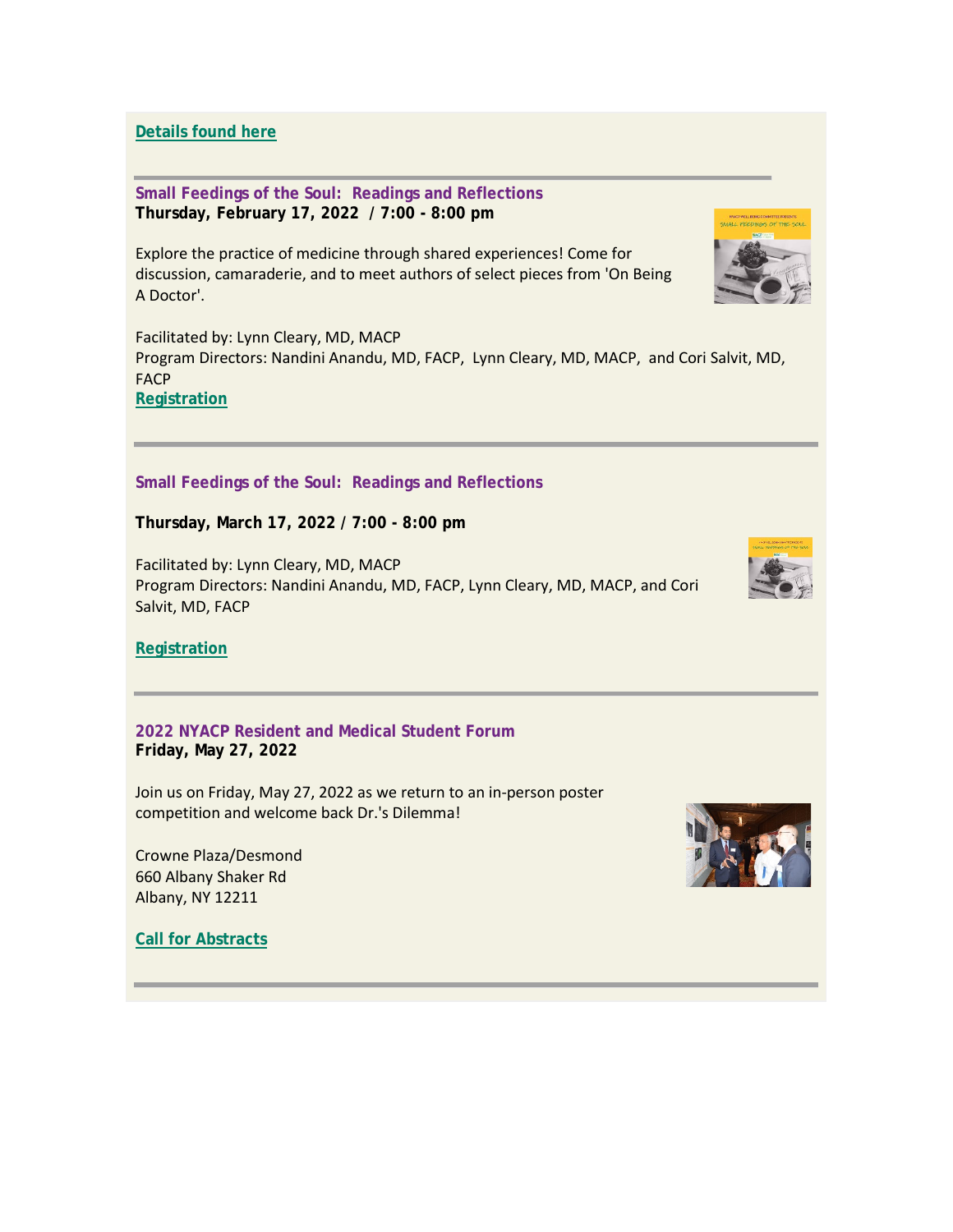**Details found here**

---

### Small Feedings of the Soul: Readings and Reflections

**Thursday, February 17, 2022 / 7:00 - 8:00 pm**

Explore the practice of medicine through shared experiences! Come for discussion, camaraderie, and to meet authors of select pieces from 'On Being A Doctor'.

Facilitated by: Lynn Cleary, MD, MACP
Program Directors: Nandini Anandu, MD, FACP, Lynn Cleary, MD, MACP, and Cori Salvit, MD, FACP
**Registration**

---

### Small Feedings of the Soul: Readings and Reflections

**Thursday, March 17, 2022 / 7:00 - 8:00 pm**

Facilitated by: Lynn Cleary, MD, MACP
Program Directors: Nandini Anandu, MD, FACP, Lynn Cleary, MD, MACP, and Cori Salvit, MD, FACP

**Registration**

---

### 2022 NYACP Resident and Medical Student Forum

**Friday, May 27, 2022**

Join us on Friday, May 27, 2022 as we return to an in-person poster competition and welcome back Dr.'s Dilemma!

Crowne Plaza/Desmond
660 Albany Shaker Rd
Albany, NY 12211

**Call for Abstracts**

---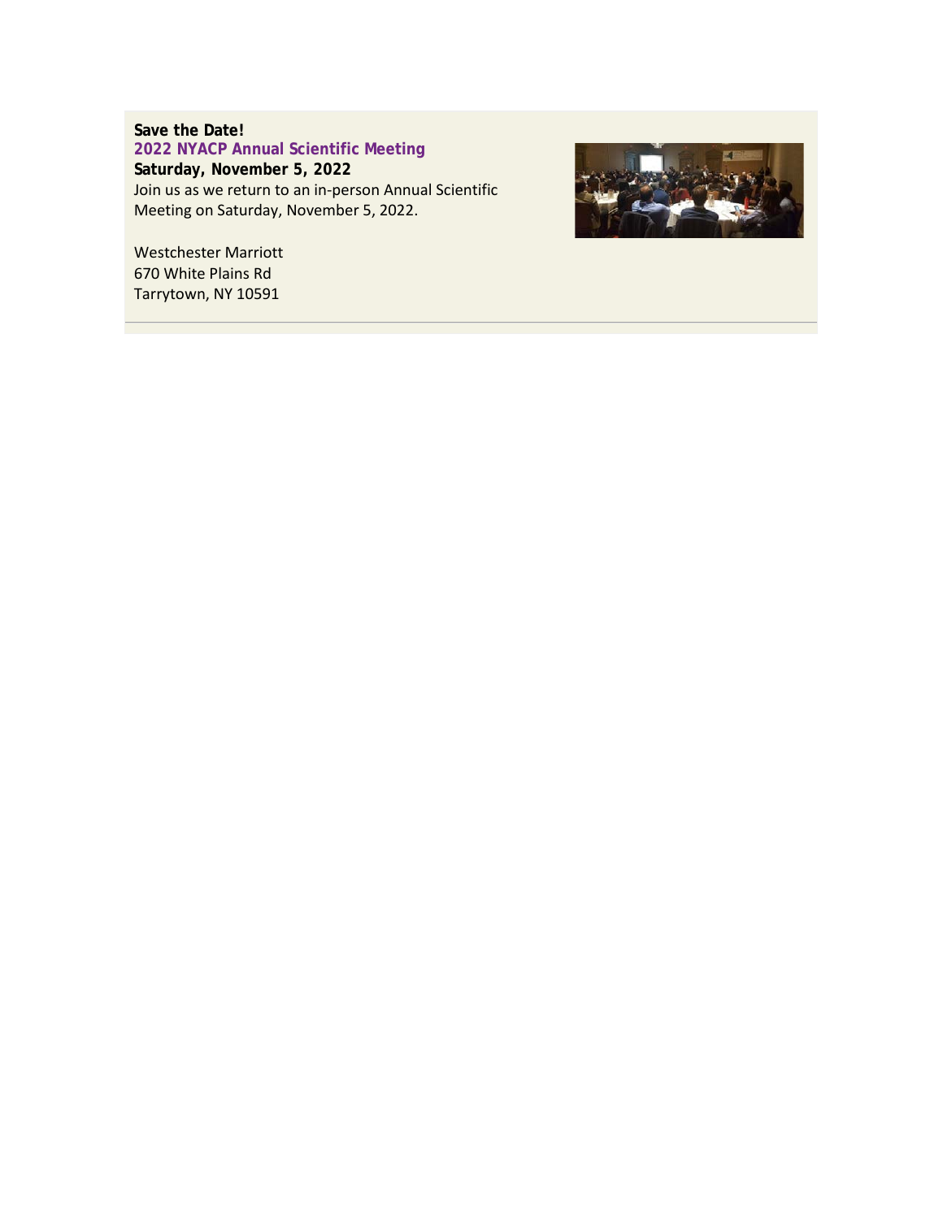**Save the Date!**

**2022 NYACP Annual Scientific Meeting**

**Saturday, November 5, 2022**

Join us as we return to an in-person Annual Scientific Meeting on Saturday, November 5, 2022.

Westchester Marriott
670 White Plains Rd
Tarrytown, NY 10591